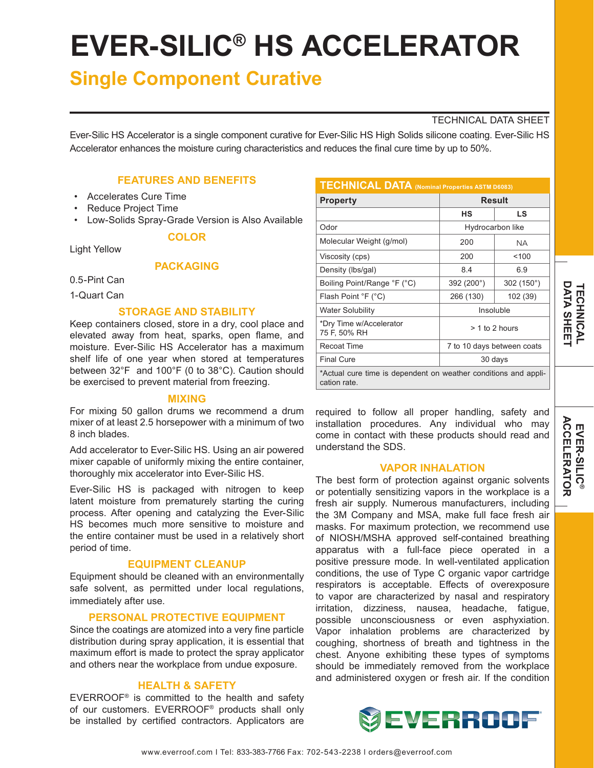# EVER-SILIC® HS ACCELERATOR

## Single Component Curative

TECHNICAL DATA SHEET

Ever-Silic HS Accelerator is a single component curative for Ever-Silic HS High Solids silicone coating. Ever-Silic HS Accelerator enhances the moisture curing characteristics and reduces the final cure time by up to 50%.

### FEATURES AND BENEFITS

- Accelerates Cure Time
- Reduce Project Time
- Low-Solids Spray-Grade Version is Also Available

### COLOR

Light Yellow

### PACKAGING

0.5-Pint Can

1-Quart Can

### STORAGE AND STABILITY

Keep containers closed, store in a dry, cool place and elevated away from heat, sparks, open flame, and moisture. Ever-Silic HS Accelerator has a maximum shelf life of one year when stored at temperatures between 32°F and 100°F (0 to 38°C). Caution should be exercised to prevent material from freezing.

### MIXING

For mixing 50 gallon drums we recommend a drum mixer of at least 2.5 horsepower with a minimum of two 8 inch blades.

Add accelerator to Ever-Silic HS. Using an air powered mixer capable of uniformly mixing the entire container, thoroughly mix accelerator into Ever-Silic HS.

Ever-Silic HS is packaged with nitrogen to keep latent moisture from prematurely starting the curing process. After opening and catalyzing the Ever-Silic HS becomes much more sensitive to moisture and the entire container must be used in a relatively short period of time.

### EQUIPMENT CLEANUP

Equipment should be cleaned with an environmentally safe solvent, as permitted under local regulations, immediately after use.

### PERSONAL PROTECTIVE EQUIPMENT

Since the coatings are atomized into a very fine particle distribution during spray application, it is essential that maximum effort is made to protect the spray applicator and others near the workplace from undue exposure.

### HEALTH & SAFETY

EVERROOF® is committed to the health and safety of our customers. EVERROOF® products shall only be installed by certified contractors. Applicators are required to follow all proper handling, safety and installation procedures. Any individual who may come in contact with these products should read and understand the SDS.

### TECHNICAL DATA (Nominal Properties ASTM D6083)

| Property | Result | |
|---|---|---|
| | HS | LS |
| Odor | Hydrocarbon like | |
| Molecular Weight (g/mol) | 200 | NA |
| Viscosity (cps) | 200 | <100 |
| Density (lbs/gal) | 8.4 | 6.9 |
| Boiling Point/Range °F (°C) | 392 (200°) | 302 (150°) |
| Flash Point °F (°C) | 266 (130) | 102 (39) |
| Water Solubility | Insoluble | |
| *Dry Time w/Accelerator 75 F, 50% RH | > 1 to 2 hours | |
| Recoat Time | 7 to 10 days between coats | |
| Final Cure | 30 days | |

*Actual cure time is dependent on weather conditions and application rate.

### VAPOR INHALATION

The best form of protection against organic solvents or potentially sensitizing vapors in the workplace is a fresh air supply. Numerous manufacturers, including the 3M Company and MSA, make full face fresh air masks. For maximum protection, we recommend use of NIOSH/MSHA approved self-contained breathing apparatus with a full-face piece operated in a positive pressure mode. In well-ventilated application conditions, the use of Type C organic vapor cartridge respirators is acceptable. Effects of overexposure to vapor are characterized by nasal and respiratory irritation, dizziness, nausea, headache, fatigue, possible unconsciousness or even asphyxiation. Vapor inhalation problems are characterized by coughing, shortness of breath and tightness in the chest. Anyone exhibiting these types of symptoms should be immediately removed from the workplace and administered oxygen or fresh air. If the condition

www.everroof.com I Tel: 833-383-7766 Fax: 702-543-2238 I orders@everroof.com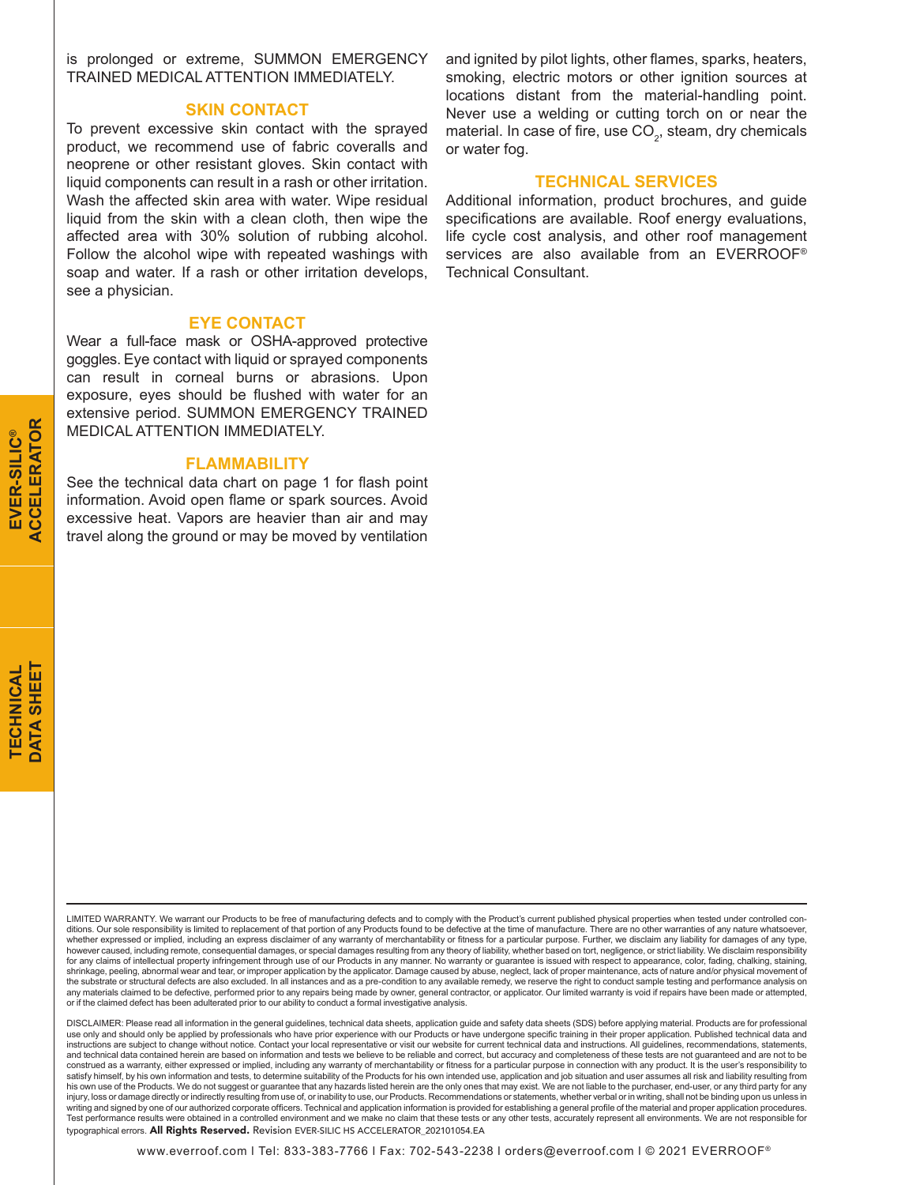is prolonged or extreme, SUMMON EMERGENCY TRAINED MEDICAL ATTENTION IMMEDIATELY.

## SKIN CONTACT

To prevent excessive skin contact with the sprayed product, we recommend use of fabric coveralls and neoprene or other resistant gloves. Skin contact with liquid components can result in a rash or other irritation. Wash the affected skin area with water. Wipe residual liquid from the skin with a clean cloth, then wipe the affected area with 30% solution of rubbing alcohol. Follow the alcohol wipe with repeated washings with soap and water. If a rash or other irritation develops, see a physician.

## EYE CONTACT

Wear a full-face mask or OSHA-approved protective goggles. Eye contact with liquid or sprayed components can result in corneal burns or abrasions. Upon exposure, eyes should be flushed with water for an extensive period. SUMMON EMERGENCY TRAINED MEDICAL ATTENTION IMMEDIATELY.

## FLAMMABILITY

See the technical data chart on page 1 for flash point information. Avoid open flame or spark sources. Avoid excessive heat. Vapors are heavier than air and may travel along the ground or may be moved by ventilation and ignited by pilot lights, other flames, sparks, heaters, smoking, electric motors or other ignition sources at locations distant from the material-handling point. Never use a welding or cutting torch on or near the material. In case of fire, use $CO_2$, steam, dry chemicals or water fog.

## TECHNICAL SERVICES

Additional information, product brochures, and guide specifications are available. Roof energy evaluations, life cycle cost analysis, and other roof management services are also available from an EVERROOF® Technical Consultant.

LIMITED WARRANTY. We warrant our Products to be free of manufacturing defects and to comply with the Product's current published physical properties when tested under controlled conditions. Our sole responsibility is limited to replacement of that portion of any Products found to be defective at the time of manufacture. There are no other warranties of any nature whatsoever, whether expressed or implied, including an express disclaimer of any warranty of merchantability or fitness for a particular purpose. Further, we disclaim any liability for damages of any type, however caused, including remote, consequential damages, or special damages resulting from any theory of liability, whether based on tort, negligence, or strict liability. We disclaim responsibility for any claims of intellectual property infringement through use of our Products in any manner. No warranty or guarantee is issued with respect to appearance, color, fading, chalking, staining, shrinkage, peeling, abnormal wear and tear, or improper application by the applicator. Damage caused by abuse, neglect, lack of proper maintenance, acts of nature and/or physical movement of the substrate or structural defects are also excluded. In all instances and as a pre-condition to any available remedy, we reserve the right to conduct sample testing and performance analysis on any materials claimed to be defective, performed prior to any repairs being made by owner, general contractor, or applicator. Our limited warranty is void if repairs have been made or attempted, or if the claimed defect has been adulterated prior to our ability to conduct a formal investigative analysis.

DISCLAIMER: Please read all information in the general guidelines, technical data sheets, application guide and safety data sheets (SDS) before applying material. Products are for professional use only and should only be applied by professionals who have prior experience with our Products or have undergone specific training in their proper application. Published technical data and instructions are subject to change without notice. Contact your local representative or visit our website for current technical data and instructions. All guidelines, recommendations, statements, and technical data contained herein are based on information and tests we believe to be reliable and correct, but accuracy and completeness of these tests are not guaranteed and are not to be construed as a warranty, either expressed or implied, including any warranty of merchantability or fitness for a particular purpose in connection with any product. It is the user's responsibility to satisfy himself, by his own information and tests, to determine suitability of the Products for his own intended use, application and job situation and user assumes all risk and liability resulting from his own use of the Products. We do not suggest or guarantee that any hazards listed herein are the only ones that may exist. We are not liable to the purchaser, end-user, or any third party for any injury, loss or damage directly or indirectly resulting from use of, or inability to use, our Products. Recommendations or statements, whether verbal or in writing, shall not be binding upon us unless in writing and signed by one of our authorized corporate officers. Technical and application information is provided for establishing a general profile of the material and proper application procedures. Test performance results were obtained in a controlled environment and we make no claim that these tests or any other tests, accurately represent all environments. We are not responsible for typographical errors. **All Rights Reserved.** Revision EVER-SILIC HS ACCELERATOR_202101054.EA

www.everroof.com I Tel: 833-383-7766 I Fax: 702-543-2238 I orders@everroof.com I © 2021 EVERROOF®